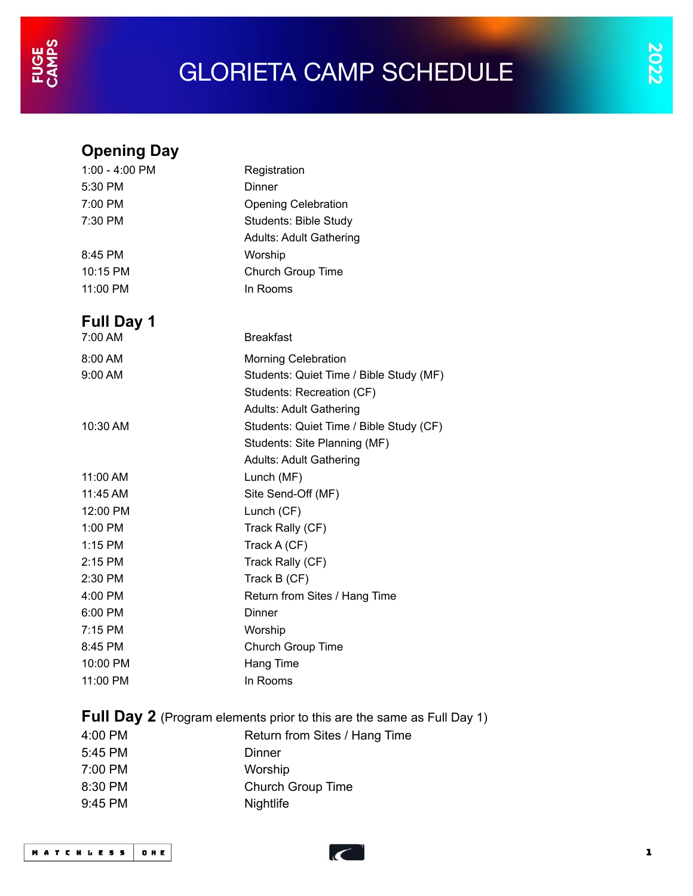# GLORIETA CAMP SCHEDULE

FUGE CAMPS 2022

## Opening Day

| | |
|---|---|
| 1:00 - 4:00 PM | Registration |
| 5:30 PM | Dinner |
| 7:00 PM | Opening Celebration |
| 7:30 PM | Students: Bible Study |
| | Adults: Adult Gathering |
| 8:45 PM | Worship |
| 10:15 PM | Church Group Time |
| 11:00 PM | In Rooms |

## Full Day 1

| | |
|---|---|
| 7:00 AM | Breakfast |
| 8:00 AM | Morning Celebration |
| 9:00 AM | Students: Quiet Time / Bible Study (MF) |
| | Students: Recreation (CF) |
| | Adults: Adult Gathering |
| 10:30 AM | Students: Quiet Time / Bible Study (CF) |
| | Students: Site Planning (MF) |
| | Adults: Adult Gathering |
| 11:00 AM | Lunch (MF) |
| 11:45 AM | Site Send-Off (MF) |
| 12:00 PM | Lunch (CF) |
| 1:00 PM | Track Rally (CF) |
| 1:15 PM | Track A (CF) |
| 2:15 PM | Track Rally (CF) |
| 2:30 PM | Track B (CF) |
| 4:00 PM | Return from Sites / Hang Time |
| 6:00 PM | Dinner |
| 7:15 PM | Worship |
| 8:45 PM | Church Group Time |
| 10:00 PM | Hang Time |
| 11:00 PM | In Rooms |

## Full Day 2 (Program elements prior to this are the same as Full Day 1)

| | |
|---|---|
| 4:00 PM | Return from Sites / Hang Time |
| 5:45 PM | Dinner |
| 7:00 PM | Worship |
| 8:30 PM | Church Group Time |
| 9:45 PM | Nightlife |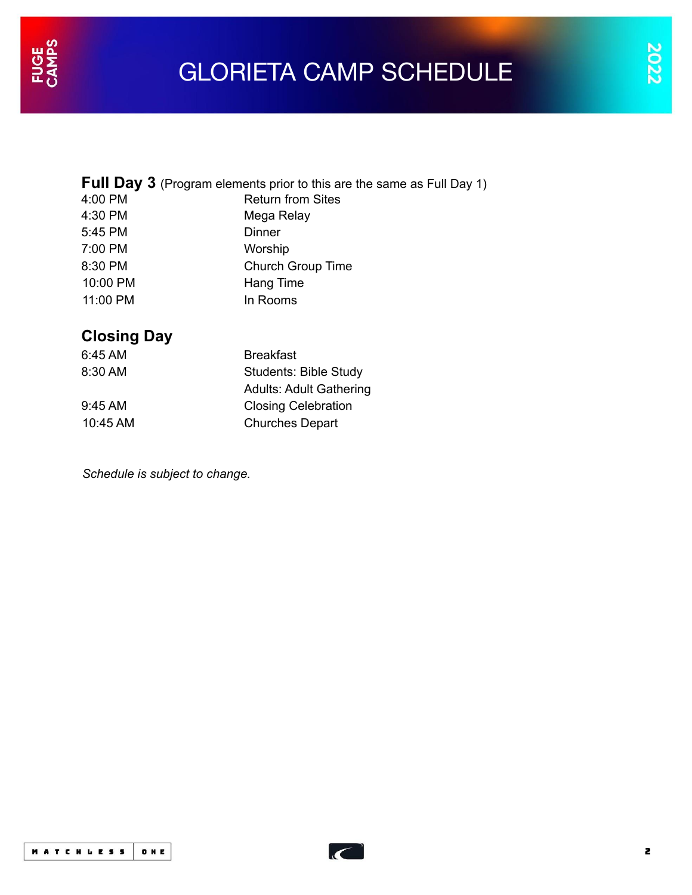# GLORIETA CAMP SCHEDULE

## Full Day 3 (Program elements prior to this are the same as Full Day 1)

| | |
|---|---|
| 4:00 PM | Return from Sites |
| 4:30 PM | Mega Relay |
| 5:45 PM | Dinner |
| 7:00 PM | Worship |
| 8:30 PM | Church Group Time |
| 10:00 PM | Hang Time |
| 11:00 PM | In Rooms |

## Closing Day

| | |
|---|---|
| 6:45 AM | Breakfast |
| 8:30 AM | Students: Bible Study<br>Adults: Adult Gathering |
| 9:45 AM | Closing Celebration |
| 10:45 AM | Churches Depart |

*Schedule is subject to change.*